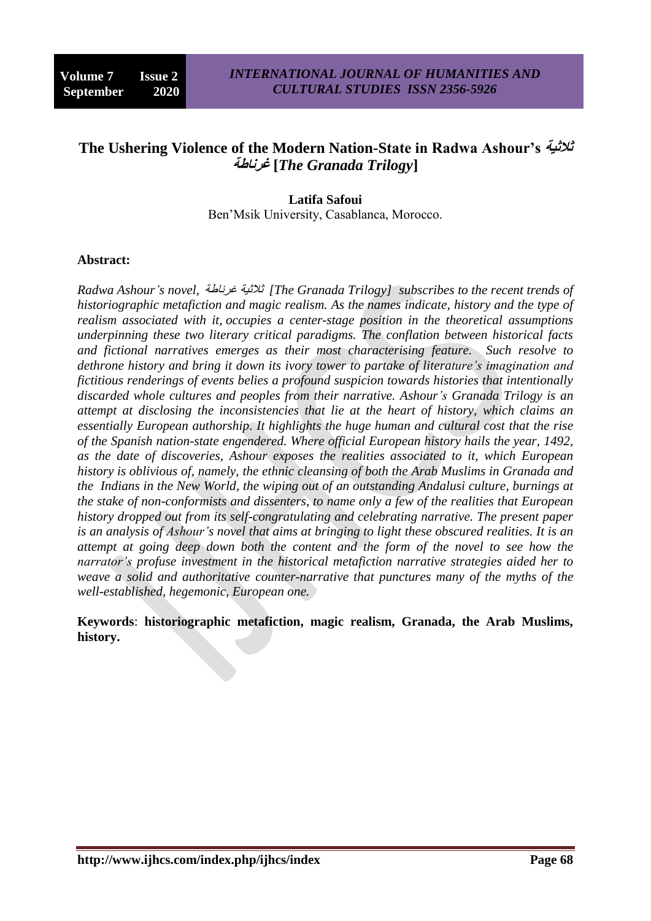# The Ushering Violence of the Modern Nation-State in Radwa Ashour's ثلاثية غرناطة [*The Granada Trilogy*]

**Latifa Safoui**
Ben'Msik University, Casablanca, Morocco.

**Abstract:**

*Radwa Ashour's novel,* ثلاثية غرناطة *[The Granada Trilogy] subscribes to the recent trends of historiographic metafiction and magic realism. As the names indicate, history and the type of realism associated with it, occupies a center-stage position in the theoretical assumptions underpinning these two literary critical paradigms. The conflation between historical facts and fictional narratives emerges as their most characterising feature. Such resolve to dethrone history and bring it down its ivory tower to partake of literature's imagination and fictitious renderings of events belies a profound suspicion towards histories that intentionally discarded whole cultures and peoples from their narrative. Ashour's Granada Trilogy is an attempt at disclosing the inconsistencies that lie at the heart of history, which claims an essentially European authorship. It highlights the huge human and cultural cost that the rise of the Spanish nation-state engendered. Where official European history hails the year, 1492, as the date of discoveries, Ashour exposes the realities associated to it, which European history is oblivious of, namely, the ethnic cleansing of both the Arab Muslims in Granada and the Indians in the New World, the wiping out of an outstanding Andalusi culture, burnings at the stake of non-conformists and dissenters, to name only a few of the realities that European history dropped out from its self-congratulating and celebrating narrative. The present paper is an analysis of Ashour's novel that aims at bringing to light these obscured realities. It is an attempt at going deep down both the content and the form of the novel to see how the narrator's profuse investment in the historical metafiction narrative strategies aided her to weave a solid and authoritative counter-narrative that punctures many of the myths of the well-established, hegemonic, European one.*

**Keywords**: **historiographic metafiction, magic realism, Granada, the Arab Muslims, history.**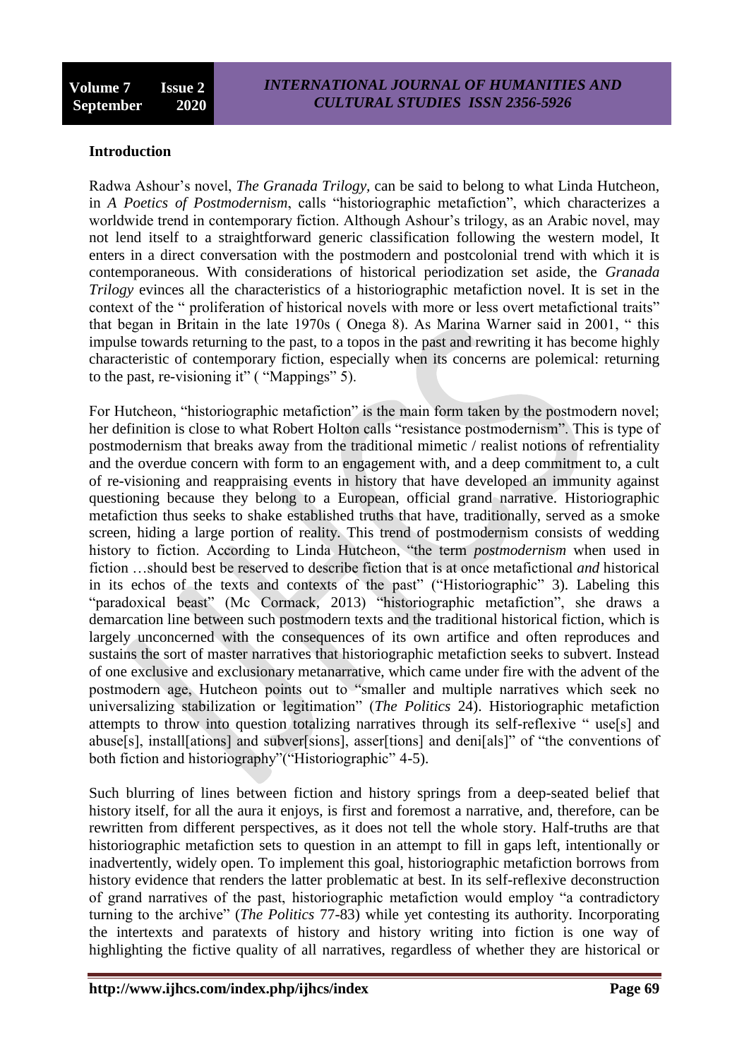**Introduction**

Radwa Ashour's novel, *The Granada Trilogy,* can be said to belong to what Linda Hutcheon, in *A Poetics of Postmodernism*, calls "historiographic metafiction", which characterizes a worldwide trend in contemporary fiction. Although Ashour's trilogy, as an Arabic novel, may not lend itself to a straightforward generic classification following the western model, It enters in a direct conversation with the postmodern and postcolonial trend with which it is contemporaneous. With considerations of historical periodization set aside, the *Granada Trilogy* evinces all the characteristics of a historiographic metafiction novel. It is set in the context of the " proliferation of historical novels with more or less overt metafictional traits" that began in Britain in the late 1970s ( Onega 8). As Marina Warner said in 2001, " this impulse towards returning to the past, to a topos in the past and rewriting it has become highly characteristic of contemporary fiction, especially when its concerns are polemical: returning to the past, re-visioning it" ( "Mappings" 5).

For Hutcheon, "historiographic metafiction" is the main form taken by the postmodern novel; her definition is close to what Robert Holton calls "resistance postmodernism". This is type of postmodernism that breaks away from the traditional mimetic / realist notions of refrentiality and the overdue concern with form to an engagement with, and a deep commitment to, a cult of re-visioning and reappraising events in history that have developed an immunity against questioning because they belong to a European, official grand narrative. Historiographic metafiction thus seeks to shake established truths that have, traditionally, served as a smoke screen, hiding a large portion of reality. This trend of postmodernism consists of wedding history to fiction. According to Linda Hutcheon, "the term *postmodernism* when used in fiction …should best be reserved to describe fiction that is at once metafictional *and* historical in its echos of the texts and contexts of the past" ("Historiographic" 3). Labeling this "paradoxical beast" (Mc Cormack, 2013) "historiographic metafiction", she draws a demarcation line between such postmodern texts and the traditional historical fiction, which is largely unconcerned with the consequences of its own artifice and often reproduces and sustains the sort of master narratives that historiographic metafiction seeks to subvert. Instead of one exclusive and exclusionary metanarrative, which came under fire with the advent of the postmodern age, Hutcheon points out to "smaller and multiple narratives which seek no universalizing stabilization or legitimation" (*The Politics* 24). Historiographic metafiction attempts to throw into question totalizing narratives through its self-reflexive " use[s] and abuse[s], install[ations] and subver[sions], asser[tions] and deni[als]" of "the conventions of both fiction and historiography"("Historiographic" 4-5).

Such blurring of lines between fiction and history springs from a deep-seated belief that history itself, for all the aura it enjoys, is first and foremost a narrative, and, therefore, can be rewritten from different perspectives, as it does not tell the whole story. Half-truths are that historiographic metafiction sets to question in an attempt to fill in gaps left, intentionally or inadvertently, widely open. To implement this goal, historiographic metafiction borrows from history evidence that renders the latter problematic at best. In its self-reflexive deconstruction of grand narratives of the past, historiographic metafiction would employ "a contradictory turning to the archive" (*The Politics* 77-83) while yet contesting its authority. Incorporating the intertexts and paratexts of history and history writing into fiction is one way of highlighting the fictive quality of all narratives, regardless of whether they are historical or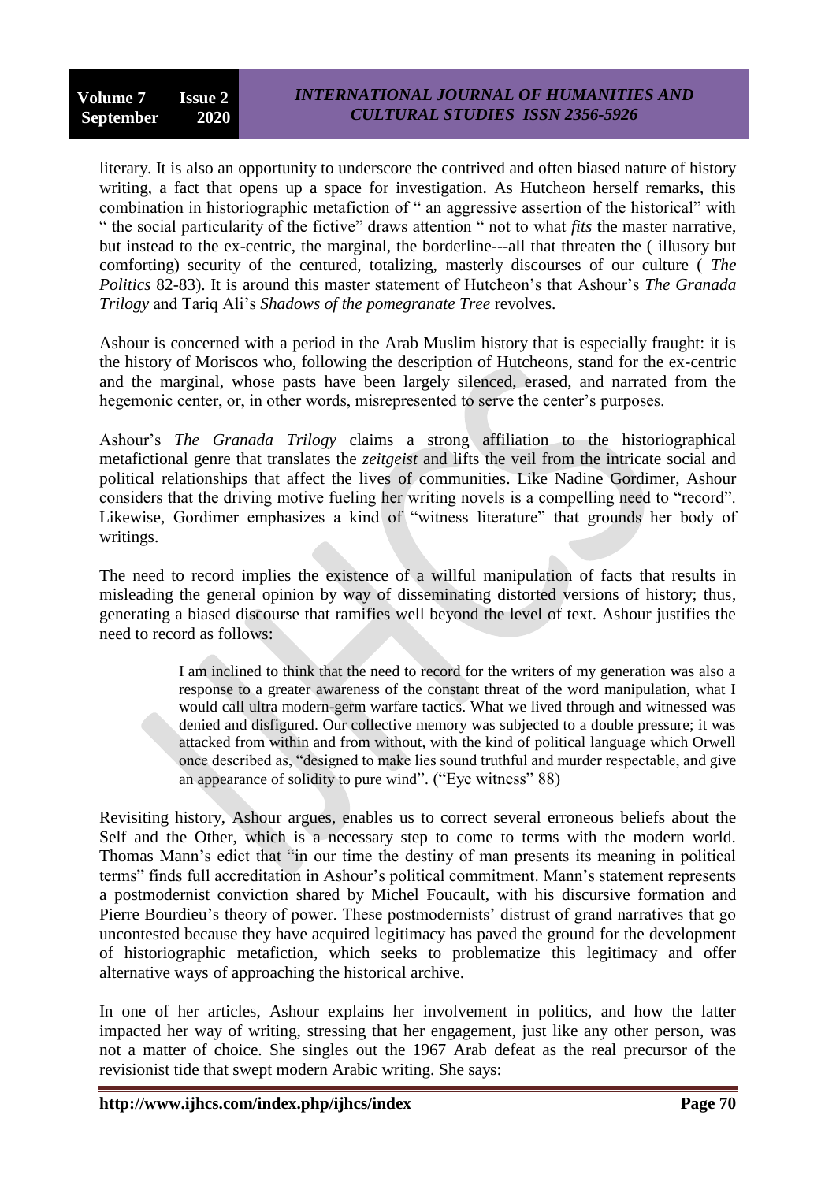literary. It is also an opportunity to underscore the contrived and often biased nature of history writing, a fact that opens up a space for investigation. As Hutcheon herself remarks, this combination in historiographic metafiction of " an aggressive assertion of the historical" with " the social particularity of the fictive" draws attention " not to what *fits* the master narrative, but instead to the ex-centric, the marginal, the borderline---all that threaten the ( illusory but comforting) security of the centured, totalizing, masterly discourses of our culture ( *The Politics* 82-83). It is around this master statement of Hutcheon's that Ashour's *The Granada Trilogy* and Tariq Ali's *Shadows of the pomegranate Tree* revolves.

Ashour is concerned with a period in the Arab Muslim history that is especially fraught: it is the history of Moriscos who, following the description of Hutcheons, stand for the ex-centric and the marginal, whose pasts have been largely silenced, erased, and narrated from the hegemonic center, or, in other words, misrepresented to serve the center's purposes.

Ashour's *The Granada Trilogy* claims a strong affiliation to the historiographical metafictional genre that translates the *zeitgeist* and lifts the veil from the intricate social and political relationships that affect the lives of communities. Like Nadine Gordimer, Ashour considers that the driving motive fueling her writing novels is a compelling need to "record". Likewise, Gordimer emphasizes a kind of "witness literature" that grounds her body of writings.

The need to record implies the existence of a willful manipulation of facts that results in misleading the general opinion by way of disseminating distorted versions of history; thus, generating a biased discourse that ramifies well beyond the level of text. Ashour justifies the need to record as follows:

> I am inclined to think that the need to record for the writers of my generation was also a response to a greater awareness of the constant threat of the word manipulation, what I would call ultra modern-germ warfare tactics. What we lived through and witnessed was denied and disfigured. Our collective memory was subjected to a double pressure; it was attacked from within and from without, with the kind of political language which Orwell once described as, "designed to make lies sound truthful and murder respectable, and give an appearance of solidity to pure wind". ("Eye witness" 88)

Revisiting history, Ashour argues, enables us to correct several erroneous beliefs about the Self and the Other, which is a necessary step to come to terms with the modern world. Thomas Mann's edict that "in our time the destiny of man presents its meaning in political terms" finds full accreditation in Ashour's political commitment. Mann's statement represents a postmodernist conviction shared by Michel Foucault, with his discursive formation and Pierre Bourdieu's theory of power. These postmodernists' distrust of grand narratives that go uncontested because they have acquired legitimacy has paved the ground for the development of historiographic metafiction, which seeks to problematize this legitimacy and offer alternative ways of approaching the historical archive.

In one of her articles, Ashour explains her involvement in politics, and how the latter impacted her way of writing, stressing that her engagement, just like any other person, was not a matter of choice. She singles out the 1967 Arab defeat as the real precursor of the revisionist tide that swept modern Arabic writing. She says: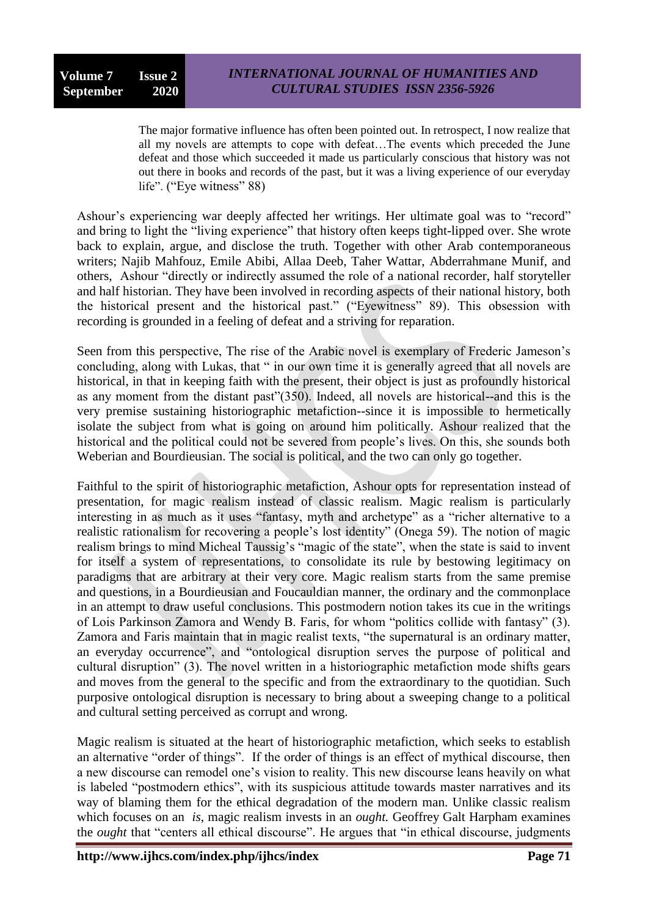> The major formative influence has often been pointed out. In retrospect, I now realize that all my novels are attempts to cope with defeat…The events which preceded the June defeat and those which succeeded it made us particularly conscious that history was not out there in books and records of the past, but it was a living experience of our everyday life". ("Eye witness" 88)

Ashour's experiencing war deeply affected her writings. Her ultimate goal was to "record" and bring to light the "living experience" that history often keeps tight-lipped over. She wrote back to explain, argue, and disclose the truth. Together with other Arab contemporaneous writers; Najib Mahfouz, Emile Abibi, Allaa Deeb, Taher Wattar, Abderrahmane Munif, and others, Ashour "directly or indirectly assumed the role of a national recorder, half storyteller and half historian. They have been involved in recording aspects of their national history, both the historical present and the historical past." ("Eyewitness" 89). This obsession with recording is grounded in a feeling of defeat and a striving for reparation.

Seen from this perspective, The rise of the Arabic novel is exemplary of Frederic Jameson's concluding, along with Lukas, that " in our own time it is generally agreed that all novels are historical, in that in keeping faith with the present, their object is just as profoundly historical as any moment from the distant past"(350). Indeed, all novels are historical--and this is the very premise sustaining historiographic metafiction--since it is impossible to hermetically isolate the subject from what is going on around him politically. Ashour realized that the historical and the political could not be severed from people's lives. On this, she sounds both Weberian and Bourdieusian. The social is political, and the two can only go together.

Faithful to the spirit of historiographic metafiction, Ashour opts for representation instead of presentation, for magic realism instead of classic realism. Magic realism is particularly interesting in as much as it uses "fantasy, myth and archetype" as a "richer alternative to a realistic rationalism for recovering a people's lost identity" (Onega 59). The notion of magic realism brings to mind Micheal Taussig's "magic of the state", when the state is said to invent for itself a system of representations, to consolidate its rule by bestowing legitimacy on paradigms that are arbitrary at their very core. Magic realism starts from the same premise and questions, in a Bourdieusian and Foucauldian manner, the ordinary and the commonplace in an attempt to draw useful conclusions. This postmodern notion takes its cue in the writings of Lois Parkinson Zamora and Wendy B. Faris, for whom "politics collide with fantasy" (3). Zamora and Faris maintain that in magic realist texts, "the supernatural is an ordinary matter, an everyday occurrence", and "ontological disruption serves the purpose of political and cultural disruption" (3). The novel written in a historiographic metafiction mode shifts gears and moves from the general to the specific and from the extraordinary to the quotidian. Such purposive ontological disruption is necessary to bring about a sweeping change to a political and cultural setting perceived as corrupt and wrong.

Magic realism is situated at the heart of historiographic metafiction, which seeks to establish an alternative "order of things". If the order of things is an effect of mythical discourse, then a new discourse can remodel one's vision to reality. This new discourse leans heavily on what is labeled "postmodern ethics", with its suspicious attitude towards master narratives and its way of blaming them for the ethical degradation of the modern man. Unlike classic realism which focuses on an *is*, magic realism invests in an *ought.* Geoffrey Galt Harpham examines the *ought* that "centers all ethical discourse". He argues that "in ethical discourse, judgments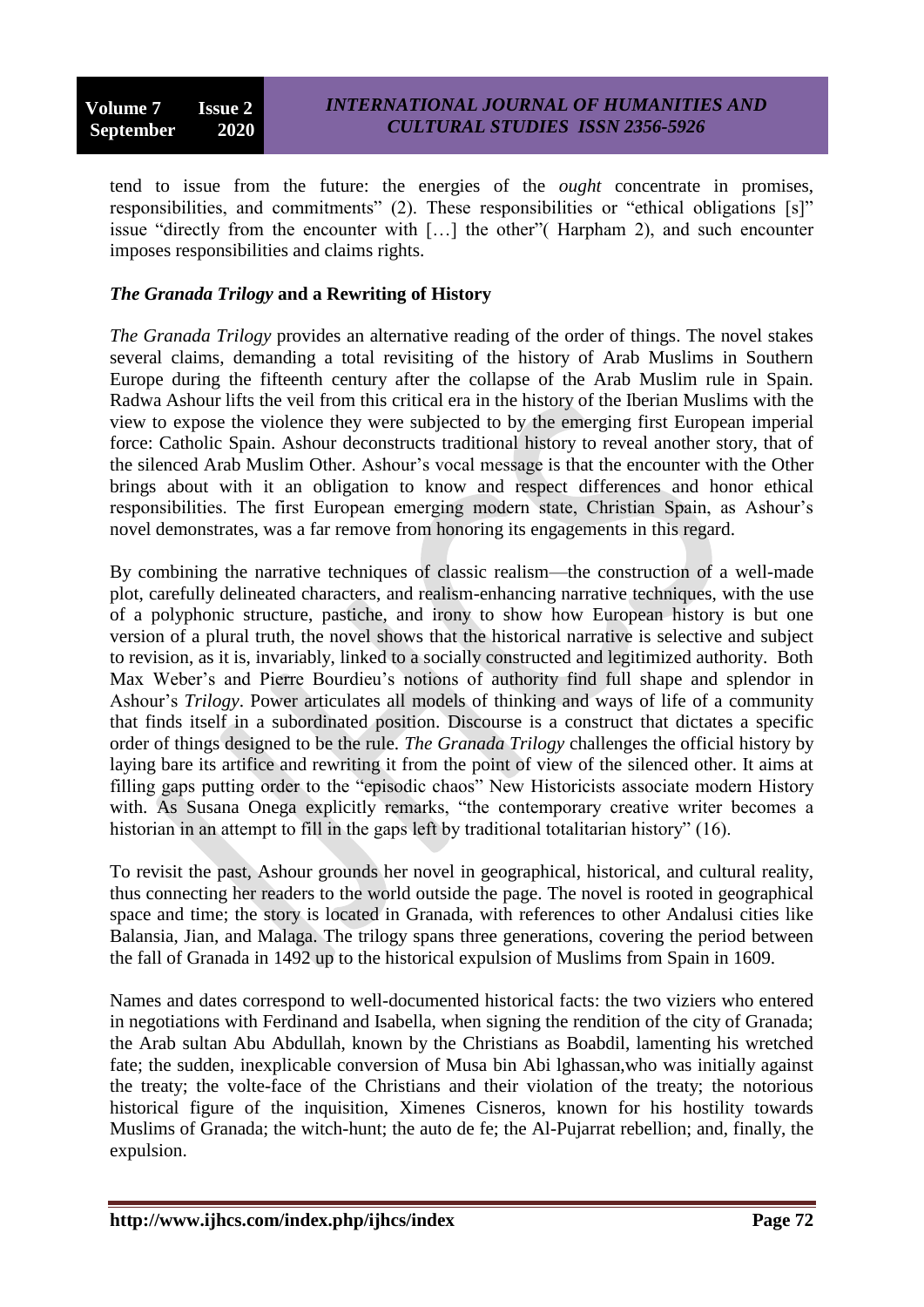tend to issue from the future: the energies of the *ought* concentrate in promises, responsibilities, and commitments" (2). These responsibilities or "ethical obligations [s]" issue "directly from the encounter with […] the other"( Harpham 2), and such encounter imposes responsibilities and claims rights.

### ***The Granada Trilogy* and a Rewriting of History**

*The Granada Trilogy* provides an alternative reading of the order of things. The novel stakes several claims, demanding a total revisiting of the history of Arab Muslims in Southern Europe during the fifteenth century after the collapse of the Arab Muslim rule in Spain. Radwa Ashour lifts the veil from this critical era in the history of the Iberian Muslims with the view to expose the violence they were subjected to by the emerging first European imperial force: Catholic Spain. Ashour deconstructs traditional history to reveal another story, that of the silenced Arab Muslim Other. Ashour's vocal message is that the encounter with the Other brings about with it an obligation to know and respect differences and honor ethical responsibilities. The first European emerging modern state, Christian Spain, as Ashour's novel demonstrates, was a far remove from honoring its engagements in this regard.

By combining the narrative techniques of classic realism—the construction of a well-made plot, carefully delineated characters, and realism-enhancing narrative techniques, with the use of a polyphonic structure, pastiche, and irony to show how European history is but one version of a plural truth, the novel shows that the historical narrative is selective and subject to revision, as it is, invariably, linked to a socially constructed and legitimized authority. Both Max Weber's and Pierre Bourdieu's notions of authority find full shape and splendor in Ashour's *Trilogy*. Power articulates all models of thinking and ways of life of a community that finds itself in a subordinated position. Discourse is a construct that dictates a specific order of things designed to be the rule. *The Granada Trilogy* challenges the official history by laying bare its artifice and rewriting it from the point of view of the silenced other. It aims at filling gaps putting order to the "episodic chaos" New Historicists associate modern History with. As Susana Onega explicitly remarks, "the contemporary creative writer becomes a historian in an attempt to fill in the gaps left by traditional totalitarian history" (16).

To revisit the past, Ashour grounds her novel in geographical, historical, and cultural reality, thus connecting her readers to the world outside the page. The novel is rooted in geographical space and time; the story is located in Granada, with references to other Andalusi cities like Balansia, Jian, and Malaga. The trilogy spans three generations, covering the period between the fall of Granada in 1492 up to the historical expulsion of Muslims from Spain in 1609.

Names and dates correspond to well-documented historical facts: the two viziers who entered in negotiations with Ferdinand and Isabella, when signing the rendition of the city of Granada; the Arab sultan Abu Abdullah, known by the Christians as Boabdil, lamenting his wretched fate; the sudden, inexplicable conversion of Musa bin Abi lghassan,who was initially against the treaty; the volte-face of the Christians and their violation of the treaty; the notorious historical figure of the inquisition, Ximenes Cisneros, known for his hostility towards Muslims of Granada; the witch-hunt; the auto de fe; the Al-Pujarrat rebellion; and, finally, the expulsion.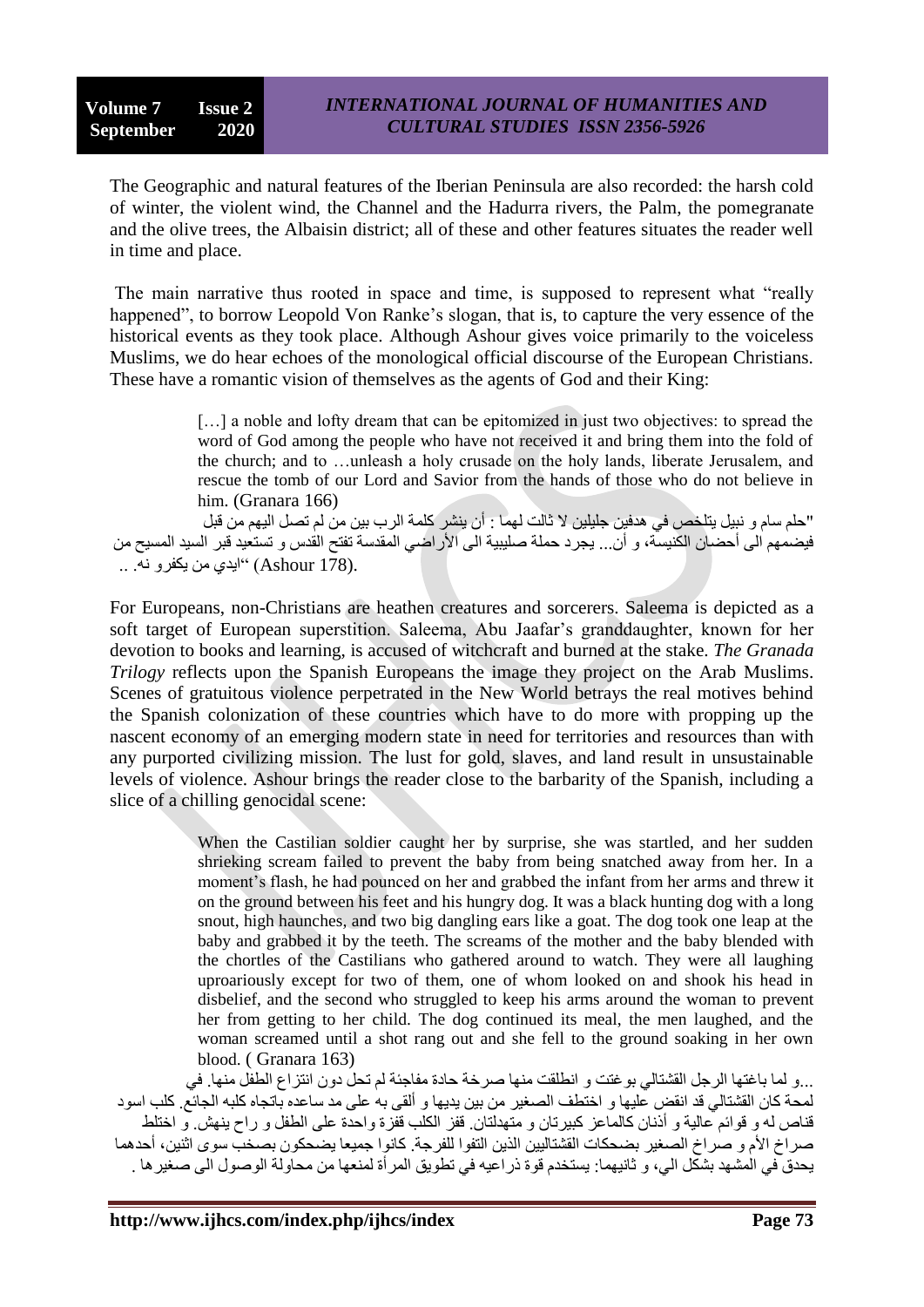The Geographic and natural features of the Iberian Peninsula are also recorded: the harsh cold of winter, the violent wind, the Channel and the Hadurra rivers, the Palm, the pomegranate and the olive trees, the Albaisin district; all of these and other features situates the reader well in time and place.

The main narrative thus rooted in space and time, is supposed to represent what "really happened", to borrow Leopold Von Ranke's slogan, that is, to capture the very essence of the historical events as they took place. Although Ashour gives voice primarily to the voiceless Muslims, we do hear echoes of the monological official discourse of the European Christians. These have a romantic vision of themselves as the agents of God and their King:

> […] a noble and lofty dream that can be epitomized in just two objectives: to spread the word of God among the people who have not received it and bring them into the fold of the church; and to …unleash a holy crusade on the holy lands, liberate Jerusalem, and rescue the tomb of our Lord and Savior from the hands of those who do not believe in him. (Granara 166)

"حلم سام و نبيل يتلخص في هدفين جليلين لا ثالث لهما : أن ينشر كلمة الرب بين من لم تصل اليهم من قبل فيضمهم الى أحضان الكنيسة، و أن... يجرد حملة صليبية الى الأراضي المقدسة تفتح القدس و تستعيد قبر السيد المسيح من ايدي من يكفرو نه. .." (Ashour 178).

For Europeans, non-Christians are heathen creatures and sorcerers. Saleema is depicted as a soft target of European superstition. Saleema, Abu Jaafar's granddaughter, known for her devotion to books and learning, is accused of witchcraft and burned at the stake. *The Granada Trilogy* reflects upon the Spanish Europeans the image they project on the Arab Muslims. Scenes of gratuitous violence perpetrated in the New World betrays the real motives behind the Spanish colonization of these countries which have to do more with propping up the nascent economy of an emerging modern state in need for territories and resources than with any purported civilizing mission. The lust for gold, slaves, and land result in unsustainable levels of violence. Ashour brings the reader close to the barbarity of the Spanish, including a slice of a chilling genocidal scene:

> When the Castilian soldier caught her by surprise, she was startled, and her sudden shrieking scream failed to prevent the baby from being snatched away from her. In a moment's flash, he had pounced on her and grabbed the infant from her arms and threw it on the ground between his feet and his hungry dog. It was a black hunting dog with a long snout, high haunches, and two big dangling ears like a goat. The dog took one leap at the baby and grabbed it by the teeth. The screams of the mother and the baby blended with the chortles of the Castilians who gathered around to watch. They were all laughing uproariously except for two of them, one of whom looked on and shook his head in disbelief, and the second who struggled to keep his arms around the woman to prevent her from getting to her child. The dog continued its meal, the men laughed, and the woman screamed until a shot rang out and she fell to the ground soaking in her own blood. ( Granara 163)

...و لما باغتها الرجل القشتالي بوغتت و انطلقت منها صرخة حادة مفاجئة لم تحل دون انتزاع الطفل منها. في لمحة كان القشتالي قد انقض عليها و اختطف الصغير من بين يديها و ألقى به على مد ساعده باتجاه كلبه الجائع. كلب اسود قناص له و قوائم عالية و أذنان كالماعز كبيرتان و متهدلتان. قفز الكلب قفزة واحدة على الطفل و راح ينهش. و اختلط صراخ الأم و صراخ الصغير بضحكات القشتاليين الذين التفوا للفرجة. كانوا جميعا يضحكون بصخب سوى اثنين، أحدهما يحدق في المشهد بشكل الي، و ثانيهما: يستخدم قوة ذراعيه في تطويق المرأة لمنعها من محاولة الوصول الى صغيرها .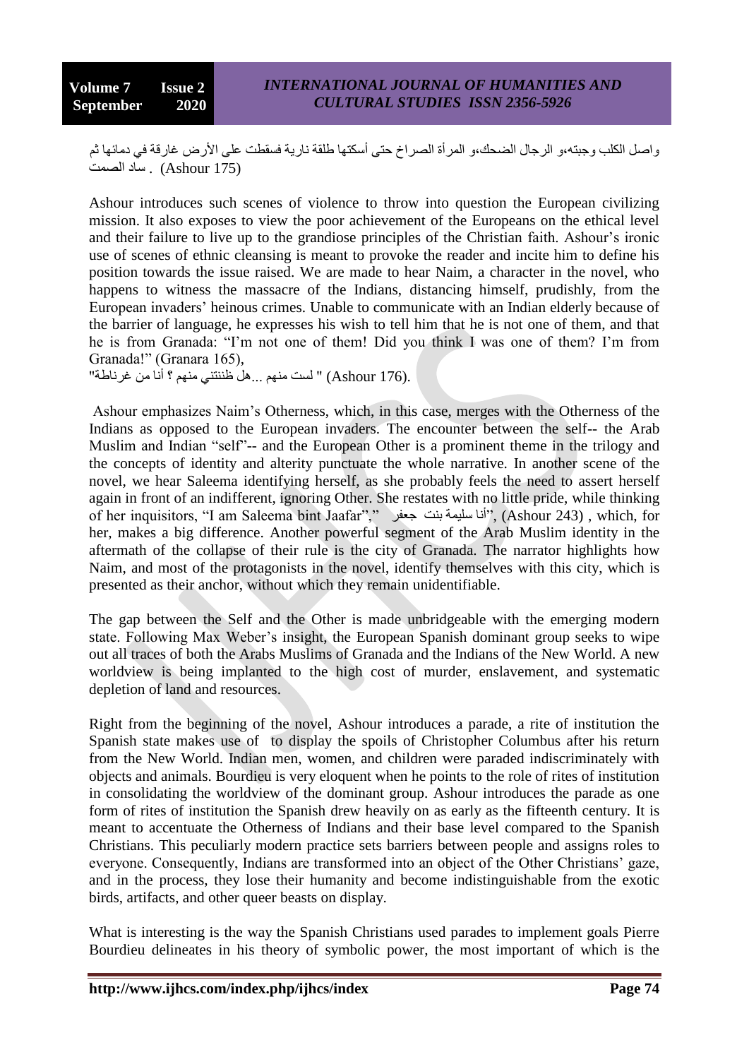واصل الكلب وجبته،و الرجال الضحك،و المرأة الصراخ حتى أسكتها طلقة نارية فسقطت على الأرض غارقة في دمائها ثم ساد الصمت . (Ashour 175)

Ashour introduces such scenes of violence to throw into question the European civilizing mission. It also exposes to view the poor achievement of the Europeans on the ethical level and their failure to live up to the grandiose principles of the Christian faith. Ashour's ironic use of scenes of ethnic cleansing is meant to provoke the reader and incite him to define his position towards the issue raised. We are made to hear Naim, a character in the novel, who happens to witness the massacre of the Indians, distancing himself, prudishly, from the European invaders' heinous crimes. Unable to communicate with an Indian elderly because of the barrier of language, he expresses his wish to tell him that he is not one of them, and that he is from Granada: "I'm not one of them! Did you think I was one of them? I'm from Granada!" (Granara 165),
"لست منهم ...هل ظننتني منهم ؟ أنا من غرناطة" (Ashour 176).

Ashour emphasizes Naim's Otherness, which, in this case, merges with the Otherness of the Indians as opposed to the European invaders. The encounter between the self-- the Arab Muslim and Indian "self"-- and the European Other is a prominent theme in the trilogy and the concepts of identity and alterity punctuate the whole narrative. In another scene of the novel, we hear Saleema identifying herself, as she probably feels the need to assert herself again in front of an indifferent, ignoring Other. She restates with no little pride, while thinking of her inquisitors, "I am Saleema bint Jaafar"," "أنا سليمة بنت جعفر", (Ashour 243) , which, for her, makes a big difference. Another powerful segment of the Arab Muslim identity in the aftermath of the collapse of their rule is the city of Granada. The narrator highlights how Naim, and most of the protagonists in the novel, identify themselves with this city, which is presented as their anchor, without which they remain unidentifiable.

The gap between the Self and the Other is made unbridgeable with the emerging modern state. Following Max Weber's insight, the European Spanish dominant group seeks to wipe out all traces of both the Arabs Muslims of Granada and the Indians of the New World. A new worldview is being implanted to the high cost of murder, enslavement, and systematic depletion of land and resources.

Right from the beginning of the novel, Ashour introduces a parade, a rite of institution the Spanish state makes use of to display the spoils of Christopher Columbus after his return from the New World. Indian men, women, and children were paraded indiscriminately with objects and animals. Bourdieu is very eloquent when he points to the role of rites of institution in consolidating the worldview of the dominant group. Ashour introduces the parade as one form of rites of institution the Spanish drew heavily on as early as the fifteenth century. It is meant to accentuate the Otherness of Indians and their base level compared to the Spanish Christians. This peculiarly modern practice sets barriers between people and assigns roles to everyone. Consequently, Indians are transformed into an object of the Other Christians' gaze, and in the process, they lose their humanity and become indistinguishable from the exotic birds, artifacts, and other queer beasts on display.

What is interesting is the way the Spanish Christians used parades to implement goals Pierre Bourdieu delineates in his theory of symbolic power, the most important of which is the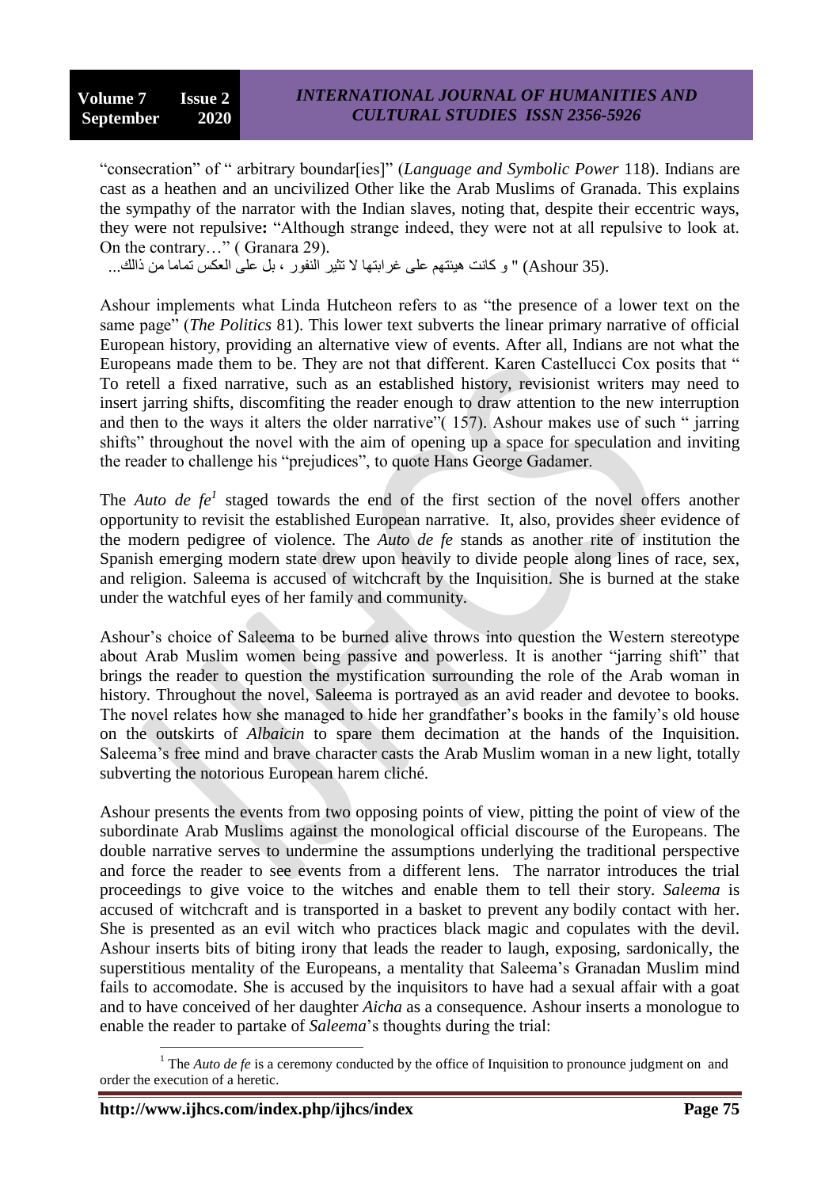"consecration" of " arbitrary boundar[ies]" (*Language and Symbolic Power* 118). Indians are cast as a heathen and an uncivilized Other like the Arab Muslims of Granada. This explains the sympathy of the narrator with the Indian slaves, noting that, despite their eccentric ways, they were not repulsive**:** "Although strange indeed, they were not at all repulsive to look at. On the contrary…" ( Granara 29).

" و كانت هيئتهم على غرابتها لا تثير النفور ، بل على العكس تماما من ذالك... (Ashour 35).

Ashour implements what Linda Hutcheon refers to as "the presence of a lower text on the same page" (*The Politics* 81). This lower text subverts the linear primary narrative of official European history, providing an alternative view of events. After all, Indians are not what the Europeans made them to be. They are not that different. Karen Castellucci Cox posits that " To retell a fixed narrative, such as an established history, revisionist writers may need to insert jarring shifts, discomfiting the reader enough to draw attention to the new interruption and then to the ways it alters the older narrative"( 157). Ashour makes use of such " jarring shifts" throughout the novel with the aim of opening up a space for speculation and inviting the reader to challenge his "prejudices", to quote Hans George Gadamer.

The *Auto de fe*[1] staged towards the end of the first section of the novel offers another opportunity to revisit the established European narrative. It, also, provides sheer evidence of the modern pedigree of violence. The *Auto de fe* stands as another rite of institution the Spanish emerging modern state drew upon heavily to divide people along lines of race, sex, and religion. Saleema is accused of witchcraft by the Inquisition. She is burned at the stake under the watchful eyes of her family and community.

Ashour's choice of Saleema to be burned alive throws into question the Western stereotype about Arab Muslim women being passive and powerless. It is another "jarring shift" that brings the reader to question the mystification surrounding the role of the Arab woman in history. Throughout the novel, Saleema is portrayed as an avid reader and devotee to books. The novel relates how she managed to hide her grandfather's books in the family's old house on the outskirts of *Albaicin* to spare them decimation at the hands of the Inquisition. Saleema's free mind and brave character casts the Arab Muslim woman in a new light, totally subverting the notorious European harem cliché.

Ashour presents the events from two opposing points of view, pitting the point of view of the subordinate Arab Muslims against the monological official discourse of the Europeans. The double narrative serves to undermine the assumptions underlying the traditional perspective and force the reader to see events from a different lens. The narrator introduces the trial proceedings to give voice to the witches and enable them to tell their story. *Saleema* is accused of witchcraft and is transported in a basket to prevent any bodily contact with her. She is presented as an evil witch who practices black magic and copulates with the devil. Ashour inserts bits of biting irony that leads the reader to laugh, exposing, sardonically, the superstitious mentality of the Europeans, a mentality that Saleema's Granadan Muslim mind fails to accomodate. She is accused by the inquisitors to have had a sexual affair with a goat and to have conceived of her daughter *Aicha* as a consequence. Ashour inserts a monologue to enable the reader to partake of *Saleema*'s thoughts during the trial:

---

[1] The *Auto de fe* is a ceremony conducted by the office of Inquisition to pronounce judgment on and order the execution of a heretic.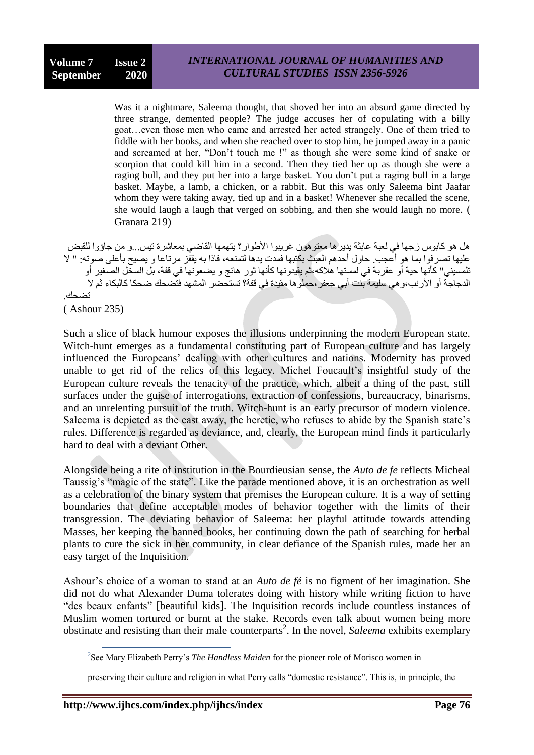> Was it a nightmare, Saleema thought, that shoved her into an absurd game directed by three strange, demented people? The judge accuses her of copulating with a billy goat…even those men who came and arrested her acted strangely. One of them tried to fiddle with her books, and when she reached over to stop him, he jumped away in a panic and screamed at her, "Don't touch me !" as though she were some kind of snake or scorpion that could kill him in a second. Then they tied her up as though she were a raging bull, and they put her into a large basket. You don't put a raging bull in a large basket. Maybe, a lamb, a chicken, or a rabbit. But this was only Saleema bint Jaafar whom they were taking away, tied up and in a basket! Whenever she recalled the scene, she would laugh a laugh that verged on sobbing, and then she would laugh no more. ( Granara 219)

هل هو كابوس زجها في لعبة عابثة يديرها معتوهون غريبوا الأطوار؟ يتهمها القاضي بمعاشرة تيس...و من جاؤوا للقبض عليها تصرفوا بما هو أعجب. حاول أحدهم العبث بكتبها فمدت يدها لتمنعه، فاذا به يقفز مرتاعا و يصيح بأعلى صوته: " لا تلمسيني" كأنها حية أو عقربة في لمستها هلاكه،ثم يقيدونها كأنها ثور هائج و يضعونها في قفة، بل السخل الصغير أو الدجاجة أو الأرنب،وهي سليمة بنت أبي جعفر،حملوها مقيدة في قفة؟ تستحضر المشهد فتضحك ضحكا كالبكاء ثم لا تضحك.

( Ashour 235)

Such a slice of black humour exposes the illusions underpinning the modern European state. Witch-hunt emerges as a fundamental constituting part of European culture and has largely influenced the Europeans' dealing with other cultures and nations. Modernity has proved unable to get rid of the relics of this legacy. Michel Foucault's insightful study of the European culture reveals the tenacity of the practice, which, albeit a thing of the past, still surfaces under the guise of interrogations, extraction of confessions, bureaucracy, binarisms, and an unrelenting pursuit of the truth. Witch-hunt is an early precursor of modern violence. Saleema is depicted as the cast away, the heretic, who refuses to abide by the Spanish state's rules. Difference is regarded as deviance, and, clearly, the European mind finds it particularly hard to deal with a deviant Other.

Alongside being a rite of institution in the Bourdieusian sense, the *Auto de fe* reflects Micheal Taussig's "magic of the state". Like the parade mentioned above, it is an orchestration as well as a celebration of the binary system that premises the European culture. It is a way of setting boundaries that define acceptable modes of behavior together with the limits of their transgression. The deviating behavior of Saleema: her playful attitude towards attending Masses, her keeping the banned books, her continuing down the path of searching for herbal plants to cure the sick in her community, in clear defiance of the Spanish rules, made her an easy target of the Inquisition.

Ashour's choice of a woman to stand at an *Auto de fé* is no figment of her imagination. She did not do what Alexander Duma tolerates doing with history while writing fiction to have "des beaux enfants" [beautiful kids]. The Inquisition records include countless instances of Muslim women tortured or burnt at the stake. Records even talk about women being more obstinate and resisting than their male counterparts[2]. In the novel, *Saleema* exhibits exemplary

[2]See Mary Elizabeth Perry's *The Handless Maiden* for the pioneer role of Morisco women in preserving their culture and religion in what Perry calls "domestic resistance". This is, in principle, the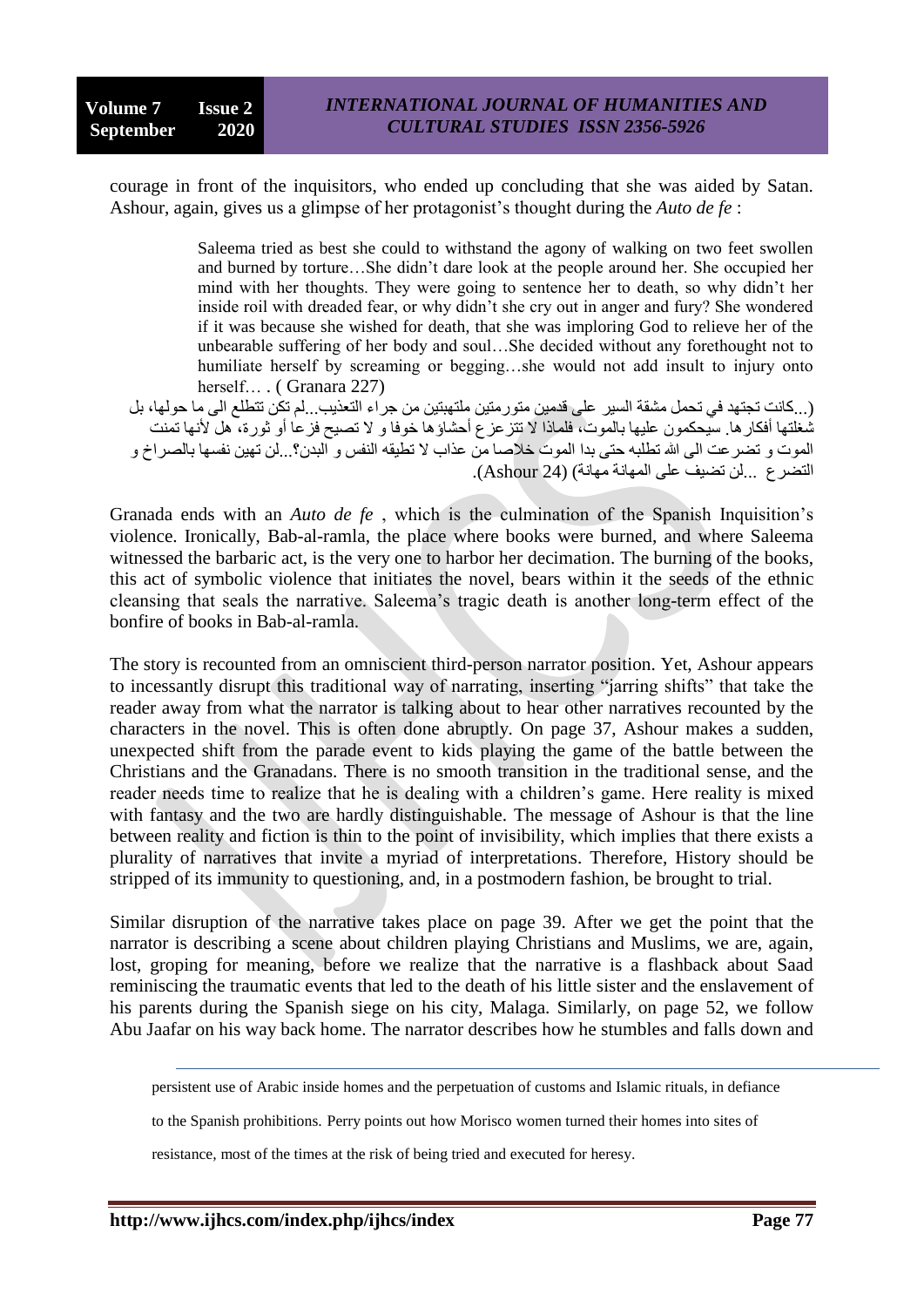courage in front of the inquisitors, who ended up concluding that she was aided by Satan. Ashour, again, gives us a glimpse of her protagonist's thought during the *Auto de fe* :

> Saleema tried as best she could to withstand the agony of walking on two feet swollen and burned by torture…She didn't dare look at the people around her. She occupied her mind with her thoughts. They were going to sentence her to death, so why didn't her inside roil with dreaded fear, or why didn't she cry out in anger and fury? She wondered if it was because she wished for death, that she was imploring God to relieve her of the unbearable suffering of her body and soul…She decided without any forethought not to humiliate herself by screaming or begging…she would not add insult to injury onto herself… . ( Granara 227)

(...كانت تجتهد في تحمل مشقة السير على قدمين متورمتين ملتهبتين من جراء التعذيب...لم تكن تتطلع الى ما حولها، بل شغلتها أفكارها. سيحكمون عليها بالموت، فلماذا لا تتزعزع أحشاؤها خوفا و لا تصيح فزعا أو ثورة، هل لأنها تمنت الموت و تضرعت الى الله تطلبه حتى بدا الموت خلاصا من عذاب لا تطيقه النفس و البدن؟...لن تهين نفسها بالصراخ و التضرع ...لن تضيف على المهانة مهانة) (Ashour 24).

Granada ends with an *Auto de fe* , which is the culmination of the Spanish Inquisition's violence. Ironically, Bab-al-ramla, the place where books were burned, and where Saleema witnessed the barbaric act, is the very one to harbor her decimation. The burning of the books, this act of symbolic violence that initiates the novel, bears within it the seeds of the ethnic cleansing that seals the narrative. Saleema's tragic death is another long-term effect of the bonfire of books in Bab-al-ramla.

The story is recounted from an omniscient third-person narrator position. Yet, Ashour appears to incessantly disrupt this traditional way of narrating, inserting "jarring shifts" that take the reader away from what the narrator is talking about to hear other narratives recounted by the characters in the novel. This is often done abruptly. On page 37, Ashour makes a sudden, unexpected shift from the parade event to kids playing the game of the battle between the Christians and the Granadans. There is no smooth transition in the traditional sense, and the reader needs time to realize that he is dealing with a children's game. Here reality is mixed with fantasy and the two are hardly distinguishable. The message of Ashour is that the line between reality and fiction is thin to the point of invisibility, which implies that there exists a plurality of narratives that invite a myriad of interpretations. Therefore, History should be stripped of its immunity to questioning, and, in a postmodern fashion, be brought to trial.

Similar disruption of the narrative takes place on page 39. After we get the point that the narrator is describing a scene about children playing Christians and Muslims, we are, again, lost, groping for meaning, before we realize that the narrative is a flashback about Saad reminiscing the traumatic events that led to the death of his little sister and the enslavement of his parents during the Spanish siege on his city, Malaga. Similarly, on page 52, we follow Abu Jaafar on his way back home. The narrator describes how he stumbles and falls down and

---

persistent use of Arabic inside homes and the perpetuation of customs and Islamic rituals, in defiance to the Spanish prohibitions. Perry points out how Morisco women turned their homes into sites of resistance, most of the times at the risk of being tried and executed for heresy.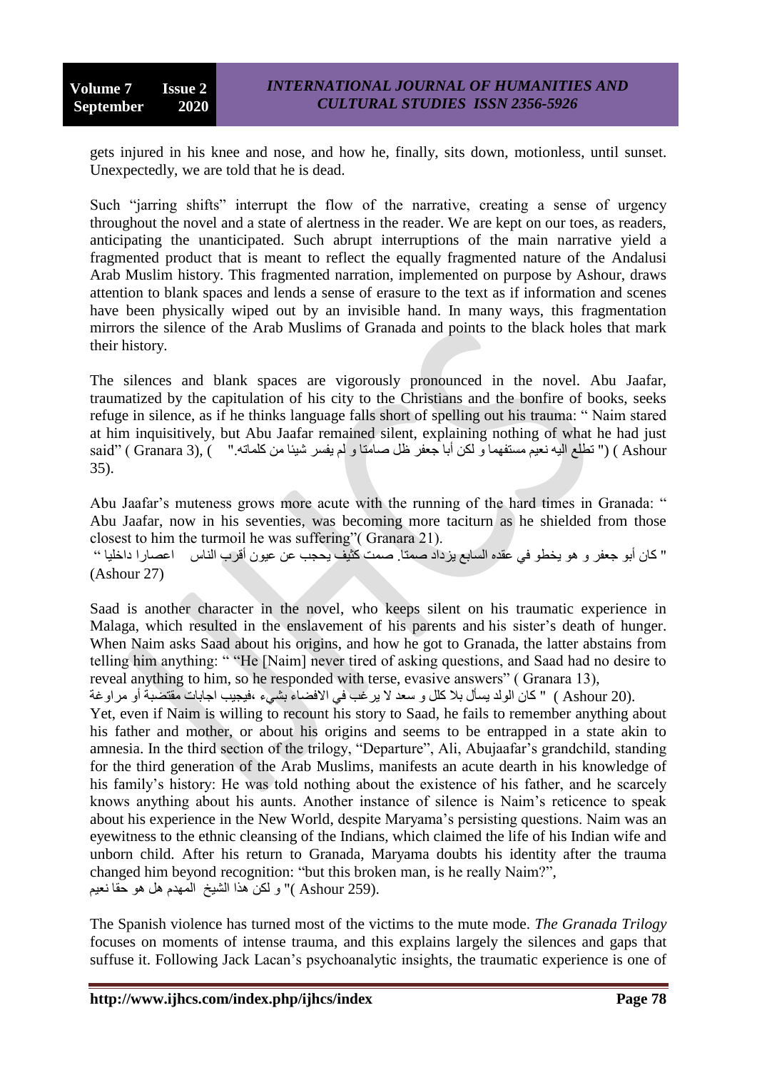gets injured in his knee and nose, and how he, finally, sits down, motionless, until sunset. Unexpectedly, we are told that he is dead.

Such "jarring shifts" interrupt the flow of the narrative, creating a sense of urgency throughout the novel and a state of alertness in the reader. We are kept on our toes, as readers, anticipating the unanticipated. Such abrupt interruptions of the main narrative yield a fragmented product that is meant to reflect the equally fragmented nature of the Andalusi Arab Muslim history. This fragmented narration, implemented on purpose by Ashour, draws attention to blank spaces and lends a sense of erasure to the text as if information and scenes have been physically wiped out by an invisible hand. In many ways, this fragmentation mirrors the silence of the Arab Muslims of Granada and points to the black holes that mark their history.

The silences and blank spaces are vigorously pronounced in the novel. Abu Jaafar, traumatized by the capitulation of his city to the Christians and the bonfire of books, seeks refuge in silence, as if he thinks language falls short of spelling out his trauma: " Naim stared at him inquisitively, but Abu Jaafar remained silent, explaining nothing of what he had just said" ( Granara 3), ( "تطلع اليه نعيم مستفهما و لكن أبا جعفر ظل صامتا و لم يفسر شيئا من كلماته." ) ( Ashour 35).

Abu Jaafar's muteness grows more acute with the running of the hard times in Granada: " Abu Jaafar, now in his seventies, was becoming more taciturn as he shielded from those closest to him the turmoil he was suffering"( Granara 21).
" كان أبو جعفر و هو يخطو في عقده السابع يزداد صمتا. صمت كثيف يحجب عن عيون أقرب الناس اعصارا داخليا " (Ashour 27)

Saad is another character in the novel, who keeps silent on his traumatic experience in Malaga, which resulted in the enslavement of his parents and his sister's death of hunger. When Naim asks Saad about his origins, and how he got to Granada, the latter abstains from telling him anything: " "He [Naim] never tired of asking questions, and Saad had no desire to reveal anything to him, so he responded with terse, evasive answers" ( Granara 13), " كان الولد يسأل بلا كلل و سعد لا يرغب في الافضاء بشيء ،فيجيب اجابات مقتضبة أو مراوغة ( Ashour 20).
Yet, even if Naim is willing to recount his story to Saad, he fails to remember anything about his father and mother, or about his origins and seems to be entrapped in a state akin to amnesia. In the third section of the trilogy, "Departure", Ali, Abujaafar's grandchild, standing for the third generation of the Arab Muslims, manifests an acute dearth in his knowledge of his family's history: He was told nothing about the existence of his father, and he scarcely knows anything about his aunts. Another instance of silence is Naim's reticence to speak about his experience in the New World, despite Maryama's persisting questions. Naim was an eyewitness to the ethnic cleansing of the Indians, which claimed the life of his Indian wife and unborn child. After his return to Granada, Maryama doubts his identity after the trauma changed him beyond recognition: "but this broken man, is he really Naim?", "و لكن هذا الشيخ المهدم هل هو حقا نعيم ( Ashour 259).

The Spanish violence has turned most of the victims to the mute mode. *The Granada Trilogy* focuses on moments of intense trauma, and this explains largely the silences and gaps that suffuse it. Following Jack Lacan's psychoanalytic insights, the traumatic experience is one of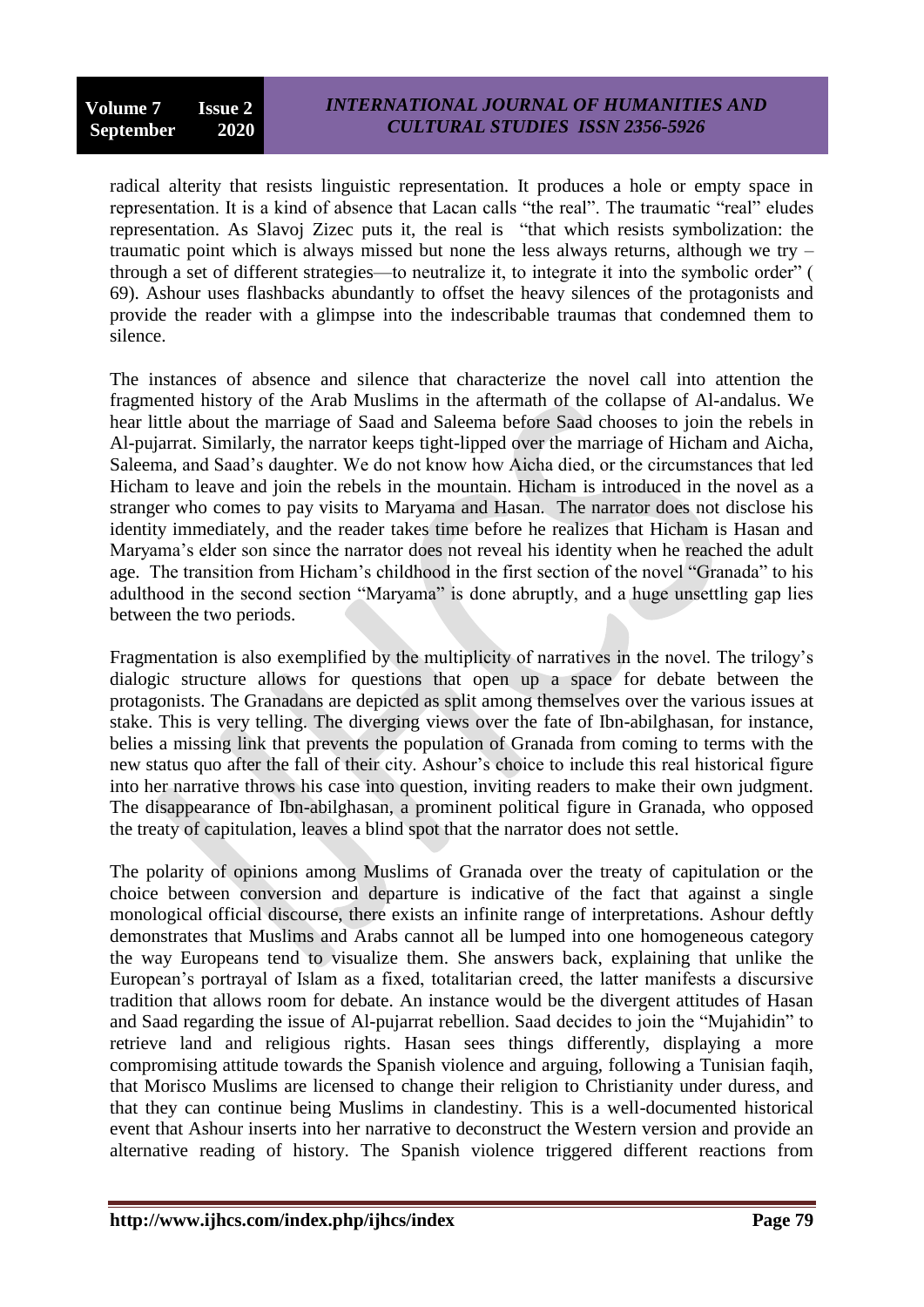radical alterity that resists linguistic representation. It produces a hole or empty space in representation. It is a kind of absence that Lacan calls "the real". The traumatic "real" eludes representation. As Slavoj Zizec puts it, the real is "that which resists symbolization: the traumatic point which is always missed but none the less always returns, although we try – through a set of different strategies—to neutralize it, to integrate it into the symbolic order" ( 69). Ashour uses flashbacks abundantly to offset the heavy silences of the protagonists and provide the reader with a glimpse into the indescribable traumas that condemned them to silence.

The instances of absence and silence that characterize the novel call into attention the fragmented history of the Arab Muslims in the aftermath of the collapse of Al-andalus. We hear little about the marriage of Saad and Saleema before Saad chooses to join the rebels in Al-pujarrat. Similarly, the narrator keeps tight-lipped over the marriage of Hicham and Aicha, Saleema, and Saad's daughter. We do not know how Aicha died, or the circumstances that led Hicham to leave and join the rebels in the mountain. Hicham is introduced in the novel as a stranger who comes to pay visits to Maryama and Hasan. The narrator does not disclose his identity immediately, and the reader takes time before he realizes that Hicham is Hasan and Maryama's elder son since the narrator does not reveal his identity when he reached the adult age. The transition from Hicham's childhood in the first section of the novel "Granada" to his adulthood in the second section "Maryama" is done abruptly, and a huge unsettling gap lies between the two periods.

Fragmentation is also exemplified by the multiplicity of narratives in the novel. The trilogy's dialogic structure allows for questions that open up a space for debate between the protagonists. The Granadans are depicted as split among themselves over the various issues at stake. This is very telling. The diverging views over the fate of Ibn-abilghasan, for instance, belies a missing link that prevents the population of Granada from coming to terms with the new status quo after the fall of their city. Ashour's choice to include this real historical figure into her narrative throws his case into question, inviting readers to make their own judgment. The disappearance of Ibn-abilghasan, a prominent political figure in Granada, who opposed the treaty of capitulation, leaves a blind spot that the narrator does not settle.

The polarity of opinions among Muslims of Granada over the treaty of capitulation or the choice between conversion and departure is indicative of the fact that against a single monological official discourse, there exists an infinite range of interpretations. Ashour deftly demonstrates that Muslims and Arabs cannot all be lumped into one homogeneous category the way Europeans tend to visualize them. She answers back, explaining that unlike the European's portrayal of Islam as a fixed, totalitarian creed, the latter manifests a discursive tradition that allows room for debate. An instance would be the divergent attitudes of Hasan and Saad regarding the issue of Al-pujarrat rebellion. Saad decides to join the "Mujahidin" to retrieve land and religious rights. Hasan sees things differently, displaying a more compromising attitude towards the Spanish violence and arguing, following a Tunisian faqih, that Morisco Muslims are licensed to change their religion to Christianity under duress, and that they can continue being Muslims in clandestiny. This is a well-documented historical event that Ashour inserts into her narrative to deconstruct the Western version and provide an alternative reading of history. The Spanish violence triggered different reactions from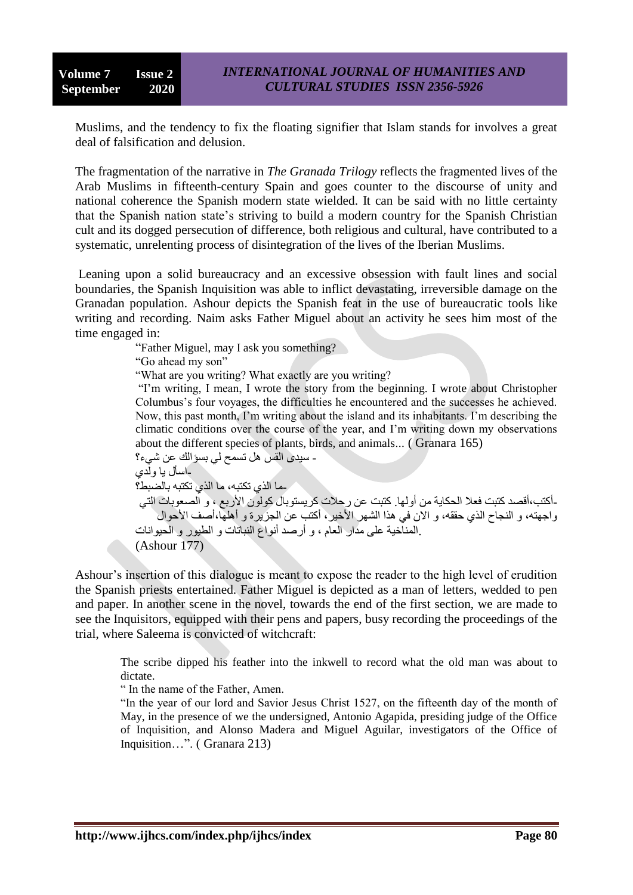Muslims, and the tendency to fix the floating signifier that Islam stands for involves a great deal of falsification and delusion.

The fragmentation of the narrative in *The Granada Trilogy* reflects the fragmented lives of the Arab Muslims in fifteenth-century Spain and goes counter to the discourse of unity and national coherence the Spanish modern state wielded. It can be said with no little certainty that the Spanish nation state's striving to build a modern country for the Spanish Christian cult and its dogged persecution of difference, both religious and cultural, have contributed to a systematic, unrelenting process of disintegration of the lives of the Iberian Muslims.

Leaning upon a solid bureaucracy and an excessive obsession with fault lines and social boundaries, the Spanish Inquisition was able to inflict devastating, irreversible damage on the Granadan population. Ashour depicts the Spanish feat in the use of bureaucratic tools like writing and recording. Naim asks Father Miguel about an activity he sees him most of the time engaged in:

> "Father Miguel, may I ask you something?
>
> "Go ahead my son"
>
> "What are you writing? What exactly are you writing?
>
> "I'm writing, I mean, I wrote the story from the beginning. I wrote about Christopher Columbus's four voyages, the difficulties he encountered and the successes he achieved. Now, this past month, I'm writing about the island and its inhabitants. I'm describing the climatic conditions over the course of the year, and I'm writing down my observations about the different species of plants, birds, and animals... ( Granara 165)
>
> - سيدى القس هل تسمح لي بسؤالك عن شيء؟
>
> -اسأل يا ولدي
>
> -ما الذي تكتبه، ما الذي تكتبه بالضبط؟
>
> -أكتب،أقصد كتبت فعلا الحكاية من أولها. كتبت عن رحلات كريستوبال كولون الأربع ، و الصعوبات التي واجهته، و النجاح الذي حققه، و الان في هذا الشهر الأخير، أكتب عن الجزيرة و أهلها،أصف الأحوال المناخية على مدار العام ، و أرصد أنواع النباتات و الطيور و الحيوانات.
>
> (Ashour 177)

Ashour's insertion of this dialogue is meant to expose the reader to the high level of erudition the Spanish priests entertained. Father Miguel is depicted as a man of letters, wedded to pen and paper. In another scene in the novel, towards the end of the first section, we are made to see the Inquisitors, equipped with their pens and papers, busy recording the proceedings of the trial, where Saleema is convicted of witchcraft:

> The scribe dipped his feather into the inkwell to record what the old man was about to dictate.
>
> " In the name of the Father, Amen.
>
> "In the year of our lord and Savior Jesus Christ 1527, on the fifteenth day of the month of May, in the presence of we the undersigned, Antonio Agapida, presiding judge of the Office of Inquisition, and Alonso Madera and Miguel Aguilar, investigators of the Office of Inquisition…". ( Granara 213)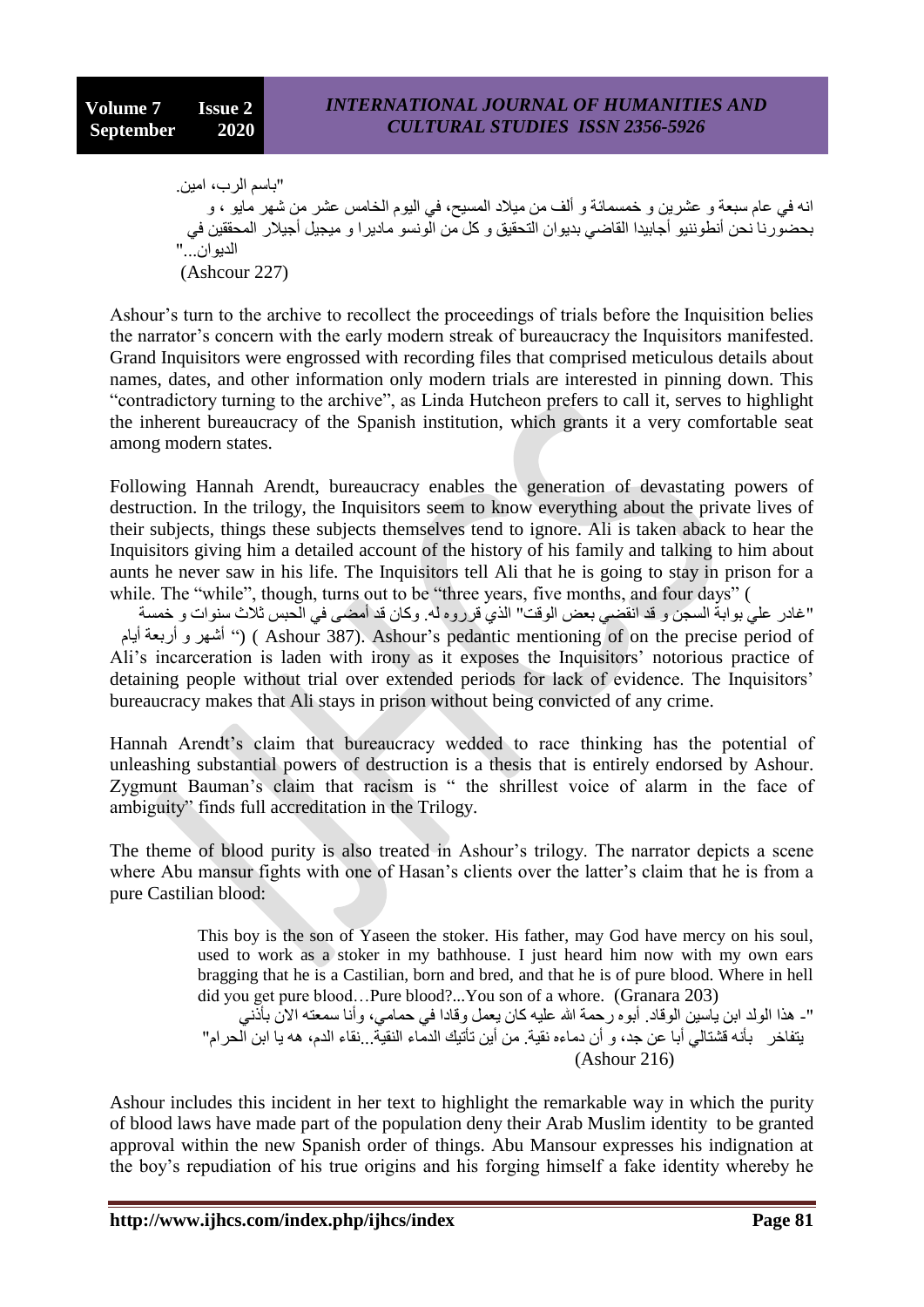"باسم الرب، امين.
انه في عام سبعة و عشرين و خمسمائة و ألف من ميلاد المسيح، في اليوم الخامس عشر من شهر مايو ، و بحضورنا نحن أنطوننيو أجابيدا القاضي بديوان التحقيق و كل من الونسو ماديرا و ميجيل أجيلار المحققين في الديوان..."
(Ashcour 227)

Ashour's turn to the archive to recollect the proceedings of trials before the Inquisition belies the narrator's concern with the early modern streak of bureaucracy the Inquisitors manifested. Grand Inquisitors were engrossed with recording files that comprised meticulous details about names, dates, and other information only modern trials are interested in pinning down. This "contradictory turning to the archive", as Linda Hutcheon prefers to call it, serves to highlight the inherent bureaucracy of the Spanish institution, which grants it a very comfortable seat among modern states.

Following Hannah Arendt, bureaucracy enables the generation of devastating powers of destruction. In the trilogy, the Inquisitors seem to know everything about the private lives of their subjects, things these subjects themselves tend to ignore. Ali is taken aback to hear the Inquisitors giving him a detailed account of the history of his family and talking to him about aunts he never saw in his life. The Inquisitors tell Ali that he is going to stay in prison for a while. The "while", though, turns out to be "three years, five months, and four days" ("غادر علي بوابة السجن و قد انقضى بعض الوقت" الذي قرروه له. وكان قد أمضى في الحبس ثلاث سنوات و خمسة أشهر و أربعة أيام") ( Ashour 387). Ashour's pedantic mentioning of on the precise period of Ali's incarceration is laden with irony as it exposes the Inquisitors' notorious practice of detaining people without trial over extended periods for lack of evidence. The Inquisitors' bureaucracy makes that Ali stays in prison without being convicted of any crime.

Hannah Arendt's claim that bureaucracy wedded to race thinking has the potential of unleashing substantial powers of destruction is a thesis that is entirely endorsed by Ashour. Zygmunt Bauman's claim that racism is " the shrillest voice of alarm in the face of ambiguity" finds full accreditation in the Trilogy.

The theme of blood purity is also treated in Ashour's trilogy. The narrator depicts a scene where Abu mansur fights with one of Hasan's clients over the latter's claim that he is from a pure Castilian blood:

> This boy is the son of Yaseen the stoker. His father, may God have mercy on his soul, used to work as a stoker in my bathhouse. I just heard him now with my own ears bragging that he is a Castilian, born and bred, and that he is of pure blood. Where in hell did you get pure blood…Pure blood?...You son of a whore. (Granara 203)
>
> "- هذا الولد ابن ياسين الوقاد. أبوه رحمة الله عليه كان يعمل وقادا في حمامي، وأنا سمعته الان بأذني يتفاخر بأنه قشتالي أبا عن جد، و أن دماءه نقية. من أين تأتيك الدماء النقية...نقاء الدم، هه يا ابن الحرام"
> (Ashour 216)

Ashour includes this incident in her text to highlight the remarkable way in which the purity of blood laws have made part of the population deny their Arab Muslim identity to be granted approval within the new Spanish order of things. Abu Mansour expresses his indignation at the boy's repudiation of his true origins and his forging himself a fake identity whereby he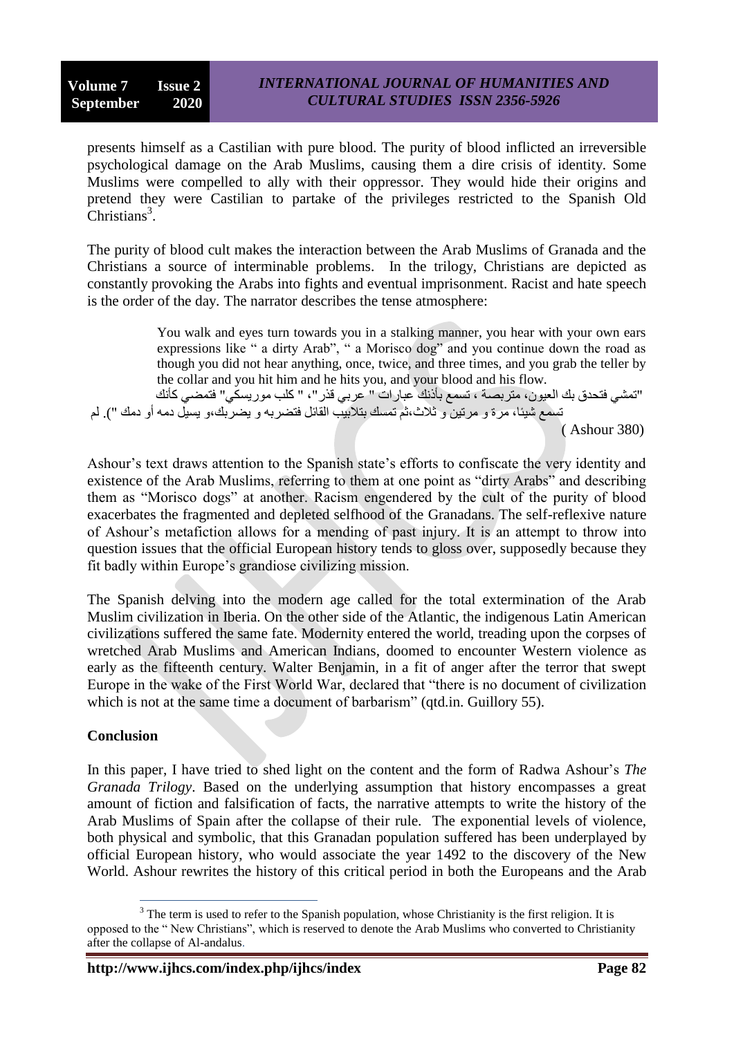presents himself as a Castilian with pure blood. The purity of blood inflicted an irreversible psychological damage on the Arab Muslims, causing them a dire crisis of identity. Some Muslims were compelled to ally with their oppressor. They would hide their origins and pretend they were Castilian to partake of the privileges restricted to the Spanish Old Christians[3].

The purity of blood cult makes the interaction between the Arab Muslims of Granada and the Christians a source of interminable problems. In the trilogy, Christians are depicted as constantly provoking the Arabs into fights and eventual imprisonment. Racist and hate speech is the order of the day. The narrator describes the tense atmosphere:

> You walk and eyes turn towards you in a stalking manner, you hear with your own ears expressions like " a dirty Arab", " a Morisco dog" and you continue down the road as though you did not hear anything, once, twice, and three times, and you grab the teller by the collar and you hit him and he hits you, and your blood and his flow.
>
> "تمشي فتحدق بك العيون، متربصة ، تسمع بأذنك عبارات " عربي قذر"، " كلب موريسكي" فتمضي كأنك لم تسمع شيئا، مرة و مرتين و ثلاث،ثم تمسك بتلابيب القائل فتضربه و يضربك،و يسيل دمه أو دمك ").
>
> ( Ashour 380)

Ashour's text draws attention to the Spanish state's efforts to confiscate the very identity and existence of the Arab Muslims, referring to them at one point as "dirty Arabs" and describing them as "Morisco dogs" at another. Racism engendered by the cult of the purity of blood exacerbates the fragmented and depleted selfhood of the Granadans. The self-reflexive nature of Ashour's metafiction allows for a mending of past injury. It is an attempt to throw into question issues that the official European history tends to gloss over, supposedly because they fit badly within Europe's grandiose civilizing mission.

The Spanish delving into the modern age called for the total extermination of the Arab Muslim civilization in Iberia. On the other side of the Atlantic, the indigenous Latin American civilizations suffered the same fate. Modernity entered the world, treading upon the corpses of wretched Arab Muslims and American Indians, doomed to encounter Western violence as early as the fifteenth century. Walter Benjamin, in a fit of anger after the terror that swept Europe in the wake of the First World War, declared that "there is no document of civilization which is not at the same time a document of barbarism" (qtd.in. Guillory 55).

## Conclusion

In this paper, I have tried to shed light on the content and the form of Radwa Ashour's *The Granada Trilogy*. Based on the underlying assumption that history encompasses a great amount of fiction and falsification of facts, the narrative attempts to write the history of the Arab Muslims of Spain after the collapse of their rule. The exponential levels of violence, both physical and symbolic, that this Granadan population suffered has been underplayed by official European history, who would associate the year 1492 to the discovery of the New World. Ashour rewrites the history of this critical period in both the Europeans and the Arab

[3] The term is used to refer to the Spanish population, whose Christianity is the first religion. It is opposed to the " New Christians", which is reserved to denote the Arab Muslims who converted to Christianity after the collapse of Al-andalus.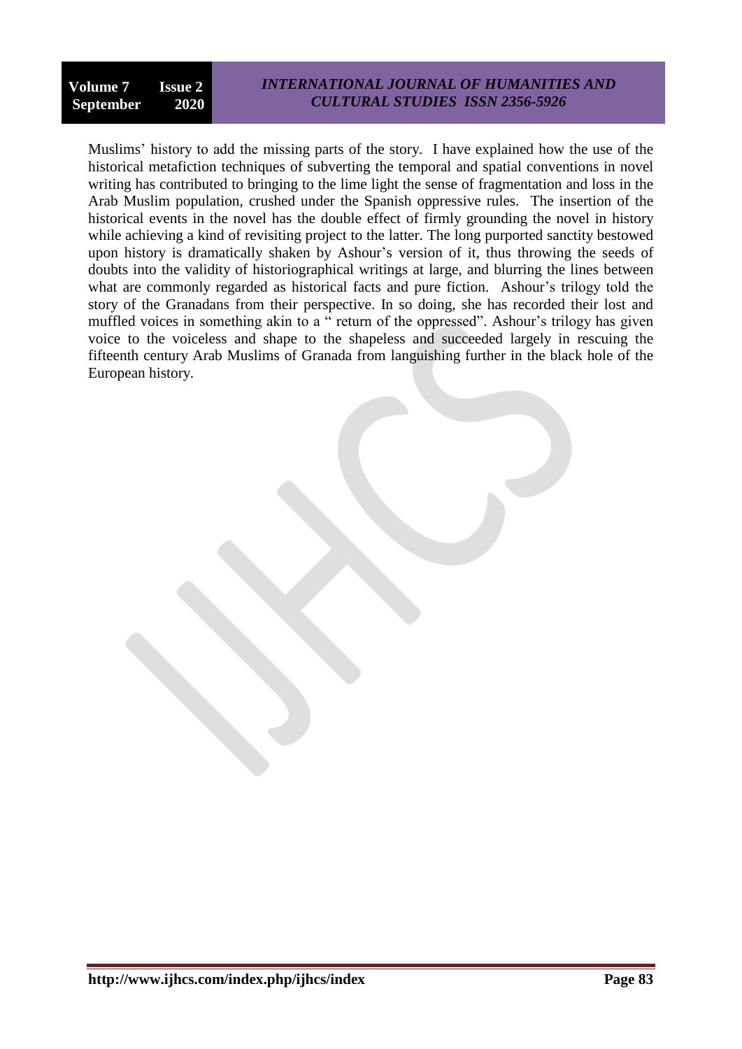Muslims' history to add the missing parts of the story. I have explained how the use of the historical metafiction techniques of subverting the temporal and spatial conventions in novel writing has contributed to bringing to the lime light the sense of fragmentation and loss in the Arab Muslim population, crushed under the Spanish oppressive rules. The insertion of the historical events in the novel has the double effect of firmly grounding the novel in history while achieving a kind of revisiting project to the latter. The long purported sanctity bestowed upon history is dramatically shaken by Ashour's version of it, thus throwing the seeds of doubts into the validity of historiographical writings at large, and blurring the lines between what are commonly regarded as historical facts and pure fiction. Ashour's trilogy told the story of the Granadans from their perspective. In so doing, she has recorded their lost and muffled voices in something akin to a " return of the oppressed". Ashour's trilogy has given voice to the voiceless and shape to the shapeless and succeeded largely in rescuing the fifteenth century Arab Muslims of Granada from languishing further in the black hole of the European history.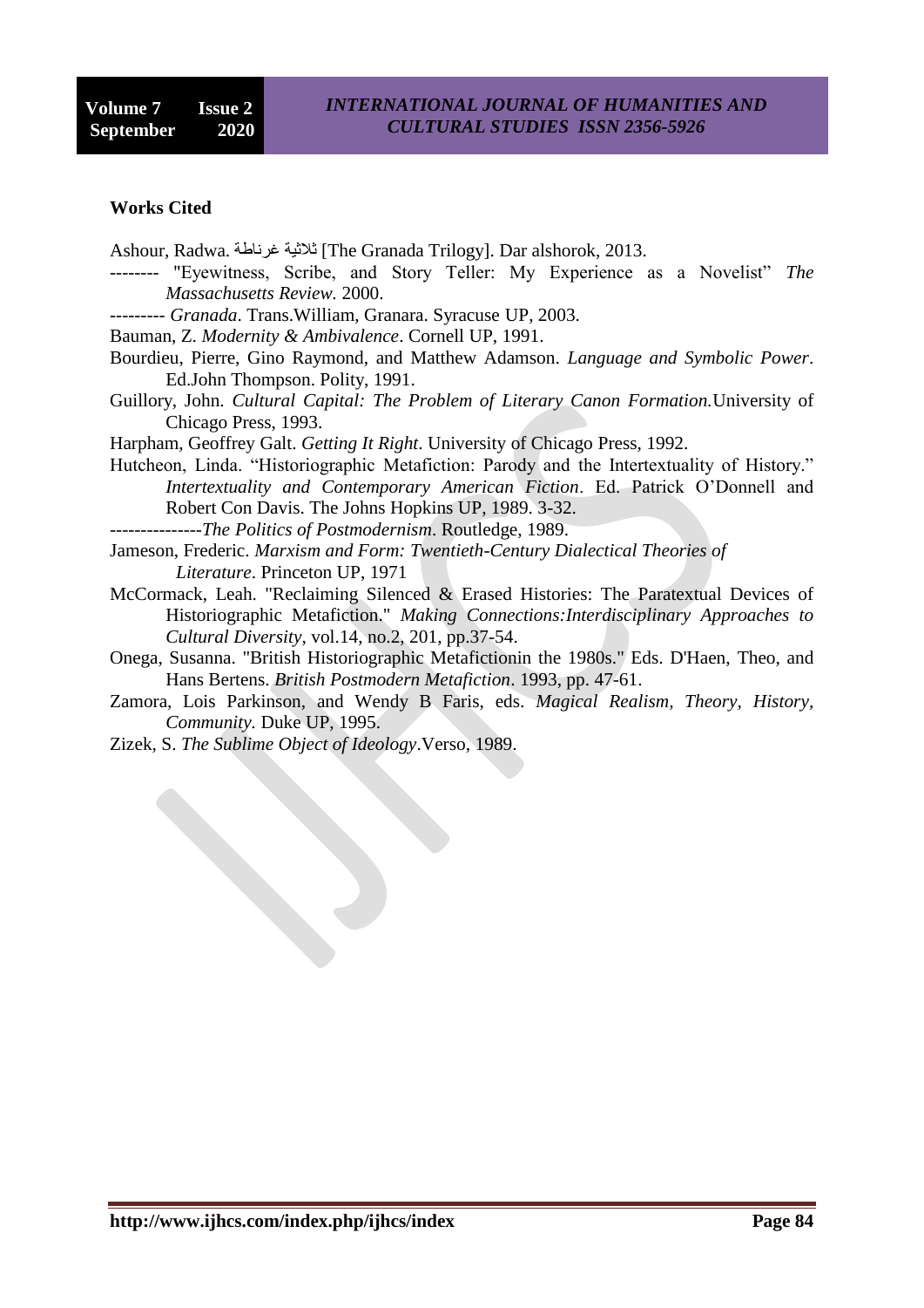**Works Cited**

Ashour, Radwa. ثلاثية غرناطة [The Granada Trilogy]. Dar alshorok, 2013.

-------- "Eyewitness, Scribe, and Story Teller: My Experience as a Novelist" *The Massachusetts Review.* 2000.

--------- *Granada*. Trans.William, Granara. Syracuse UP, 2003.

Bauman, Z. *Modernity & Ambivalence*. Cornell UP, 1991.

Bourdieu, Pierre, Gino Raymond, and Matthew Adamson. *Language and Symbolic Power*. Ed.John Thompson. Polity, 1991.

Guillory, John. *Cultural Capital: The Problem of Literary Canon Formation.*University of Chicago Press, 1993.

Harpham, Geoffrey Galt. *Getting It Right*. University of Chicago Press, 1992.

Hutcheon, Linda. "Historiographic Metafiction: Parody and the Intertextuality of History." *Intertextuality and Contemporary American Fiction*. Ed. Patrick O'Donnell and Robert Con Davis. The Johns Hopkins UP, 1989. 3-32.

---------------*The Politics of Postmodernism*. Routledge, 1989.

Jameson, Frederic. *Marxism and Form: Twentieth-Century Dialectical Theories of Literature*. Princeton UP, 1971

McCormack, Leah. "Reclaiming Silenced & Erased Histories: The Paratextual Devices of Historiographic Metafiction." *Making Connections:Interdisciplinary Approaches to Cultural Diversity*, vol.14, no.2, 201, pp.37-54.

Onega, Susanna. "British Historiographic Metafictionin the 1980s." Eds. D'Haen, Theo, and Hans Bertens. *British Postmodern Metafiction*. 1993, pp. 47-61.

Zamora, Lois Parkinson, and Wendy B Faris, eds. *Magical Realism, Theory, History, Community.* Duke UP, 1995.

Zizek, S. *The Sublime Object of Ideology*.Verso, 1989.